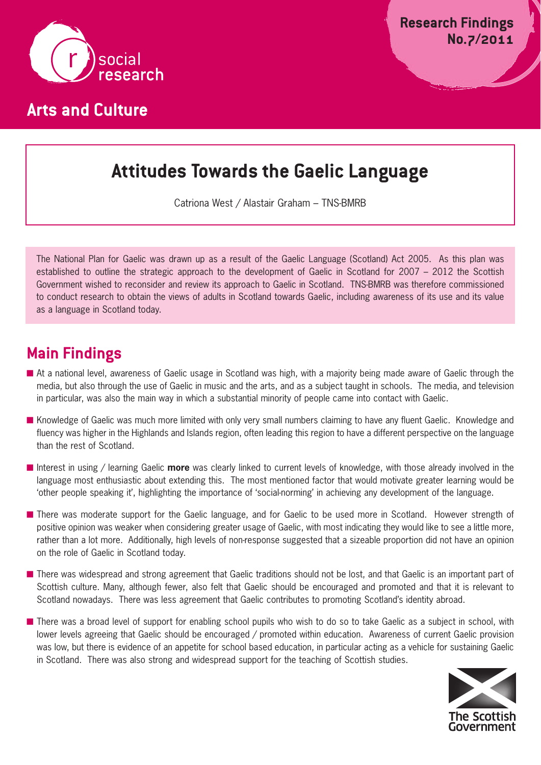social research

Arts and Culture

Research Findings No.7/2011

# Attitudes Towards the Gaelic Language

Catriona West / Alastair Graham – TNS-BMRB

The National Plan for Gaelic was drawn up as a result of the Gaelic Language (Scotland) Act 2005. As this plan was established to outline the strategic approach to the development of Gaelic in Scotland for 2007 – 2012 the Scottish Government wished to reconsider and review its approach to Gaelic in Scotland. TNS-BMRB was therefore commissioned to conduct research to obtain the views of adults in Scotland towards Gaelic, including awareness of its use and its value as a language in Scotland today.

## Main Findings

- At a national level, awareness of Gaelic usage in Scotland was high, with a majority being made aware of Gaelic through the media, but also through the use of Gaelic in music and the arts, and as a subject taught in schools. The media, and television in particular, was also the main way in which a substantial minority of people came into contact with Gaelic.
- Knowledge of Gaelic was much more limited with only very small numbers claiming to have any fluent Gaelic. Knowledge and fluency was higher in the Highlands and Islands region, often leading this region to have a different perspective on the language than the rest of Scotland.
- Interest in using / learning Gaelic **more** was clearly linked to current levels of knowledge, with those already involved in the language most enthusiastic about extending this. The most mentioned factor that would motivate greater learning would be 'other people speaking it', highlighting the importance of 'social-norming' in achieving any development of the language.
- There was moderate support for the Gaelic language, and for Gaelic to be used more in Scotland. However strength of positive opinion was weaker when considering greater usage of Gaelic, with most indicating they would like to see a little more, rather than a lot more. Additionally, high levels of non-response suggested that a sizeable proportion did not have an opinion on the role of Gaelic in Scotland today.
- There was widespread and strong agreement that Gaelic traditions should not be lost, and that Gaelic is an important part of Scottish culture. Many, although fewer, also felt that Gaelic should be encouraged and promoted and that it is relevant to Scotland nowadays. There was less agreement that Gaelic contributes to promoting Scotland's identity abroad.
- There was a broad level of support for enabling school pupils who wish to do so to take Gaelic as a subject in school, with lower levels agreeing that Gaelic should be encouraged / promoted within education. Awareness of current Gaelic provision was low, but there is evidence of an appetite for school based education, in particular acting as a vehicle for sustaining Gaelic in Scotland. There was also strong and widespread support for the teaching of Scottish studies.

The Scottish Government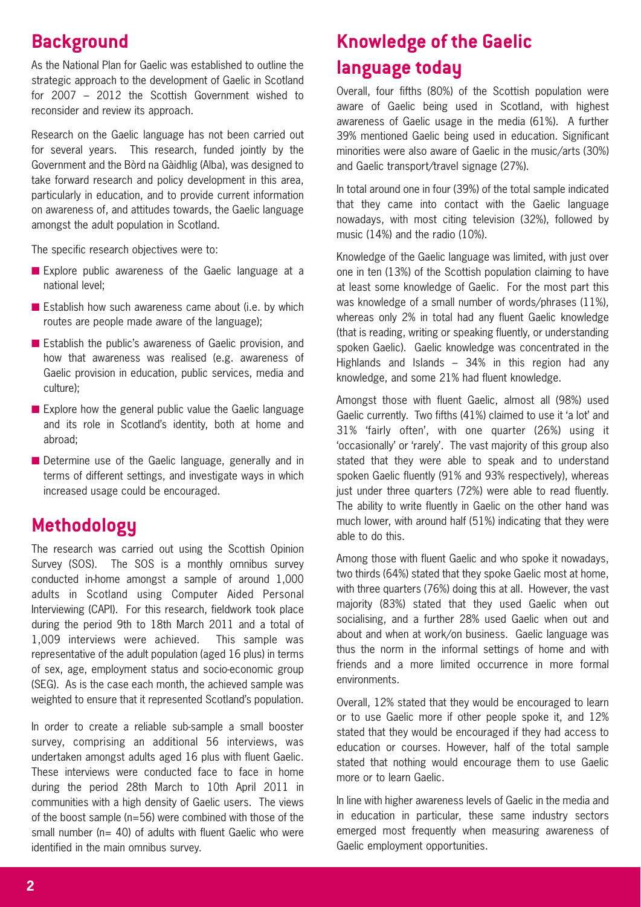## Background

As the National Plan for Gaelic was established to outline the strategic approach to the development of Gaelic in Scotland for 2007 – 2012 the Scottish Government wished to reconsider and review its approach.

Research on the Gaelic language has not been carried out for several years. This research, funded jointly by the Government and the Bòrd na Gàidhlig (Alba), was designed to take forward research and policy development in this area, particularly in education, and to provide current information on awareness of, and attitudes towards, the Gaelic language amongst the adult population in Scotland.

The specific research objectives were to:

- Explore public awareness of the Gaelic language at a national level;
- Establish how such awareness came about (i.e. by which routes are people made aware of the language);
- Establish the public's awareness of Gaelic provision, and how that awareness was realised (e.g. awareness of Gaelic provision in education, public services, media and culture);
- Explore how the general public value the Gaelic language and its role in Scotland's identity, both at home and abroad;
- Determine use of the Gaelic language, generally and in terms of different settings, and investigate ways in which increased usage could be encouraged.

## Methodology

The research was carried out using the Scottish Opinion Survey (SOS). The SOS is a monthly omnibus survey conducted in-home amongst a sample of around 1,000 adults in Scotland using Computer Aided Personal Interviewing (CAPI). For this research, fieldwork took place during the period 9th to 18th March 2011 and a total of 1,009 interviews were achieved. This sample was representative of the adult population (aged 16 plus) in terms of sex, age, employment status and socio-economic group (SEG). As is the case each month, the achieved sample was weighted to ensure that it represented Scotland's population.

In order to create a reliable sub-sample a small booster survey, comprising an additional 56 interviews, was undertaken amongst adults aged 16 plus with fluent Gaelic. These interviews were conducted face to face in home during the period 28th March to 10th April 2011 in communities with a high density of Gaelic users. The views of the boost sample (n=56) were combined with those of the small number (n= 40) of adults with fluent Gaelic who were identified in the main omnibus survey.

## Knowledge of the Gaelic language today

Overall, four fifths (80%) of the Scottish population were aware of Gaelic being used in Scotland, with highest awareness of Gaelic usage in the media (61%). A further 39% mentioned Gaelic being used in education. Significant minorities were also aware of Gaelic in the music/arts (30%) and Gaelic transport/travel signage (27%).

In total around one in four (39%) of the total sample indicated that they came into contact with the Gaelic language nowadays, with most citing television (32%), followed by music (14%) and the radio (10%).

Knowledge of the Gaelic language was limited, with just over one in ten (13%) of the Scottish population claiming to have at least some knowledge of Gaelic. For the most part this was knowledge of a small number of words/phrases (11%), whereas only 2% in total had any fluent Gaelic knowledge (that is reading, writing or speaking fluently, or understanding spoken Gaelic). Gaelic knowledge was concentrated in the Highlands and Islands – 34% in this region had any knowledge, and some 21% had fluent knowledge.

Amongst those with fluent Gaelic, almost all (98%) used Gaelic currently. Two fifths (41%) claimed to use it 'a lot' and 31% 'fairly often', with one quarter (26%) using it 'occasionally' or 'rarely'. The vast majority of this group also stated that they were able to speak and to understand spoken Gaelic fluently (91% and 93% respectively), whereas just under three quarters (72%) were able to read fluently. The ability to write fluently in Gaelic on the other hand was much lower, with around half (51%) indicating that they were able to do this.

Among those with fluent Gaelic and who spoke it nowadays, two thirds (64%) stated that they spoke Gaelic most at home, with three quarters (76%) doing this at all. However, the vast majority (83%) stated that they used Gaelic when out socialising, and a further 28% used Gaelic when out and about and when at work/on business. Gaelic language was thus the norm in the informal settings of home and with friends and a more limited occurrence in more formal environments.

Overall, 12% stated that they would be encouraged to learn or to use Gaelic more if other people spoke it, and 12% stated that they would be encouraged if they had access to education or courses. However, half of the total sample stated that nothing would encourage them to use Gaelic more or to learn Gaelic.

In line with higher awareness levels of Gaelic in the media and in education in particular, these same industry sectors emerged most frequently when measuring awareness of Gaelic employment opportunities.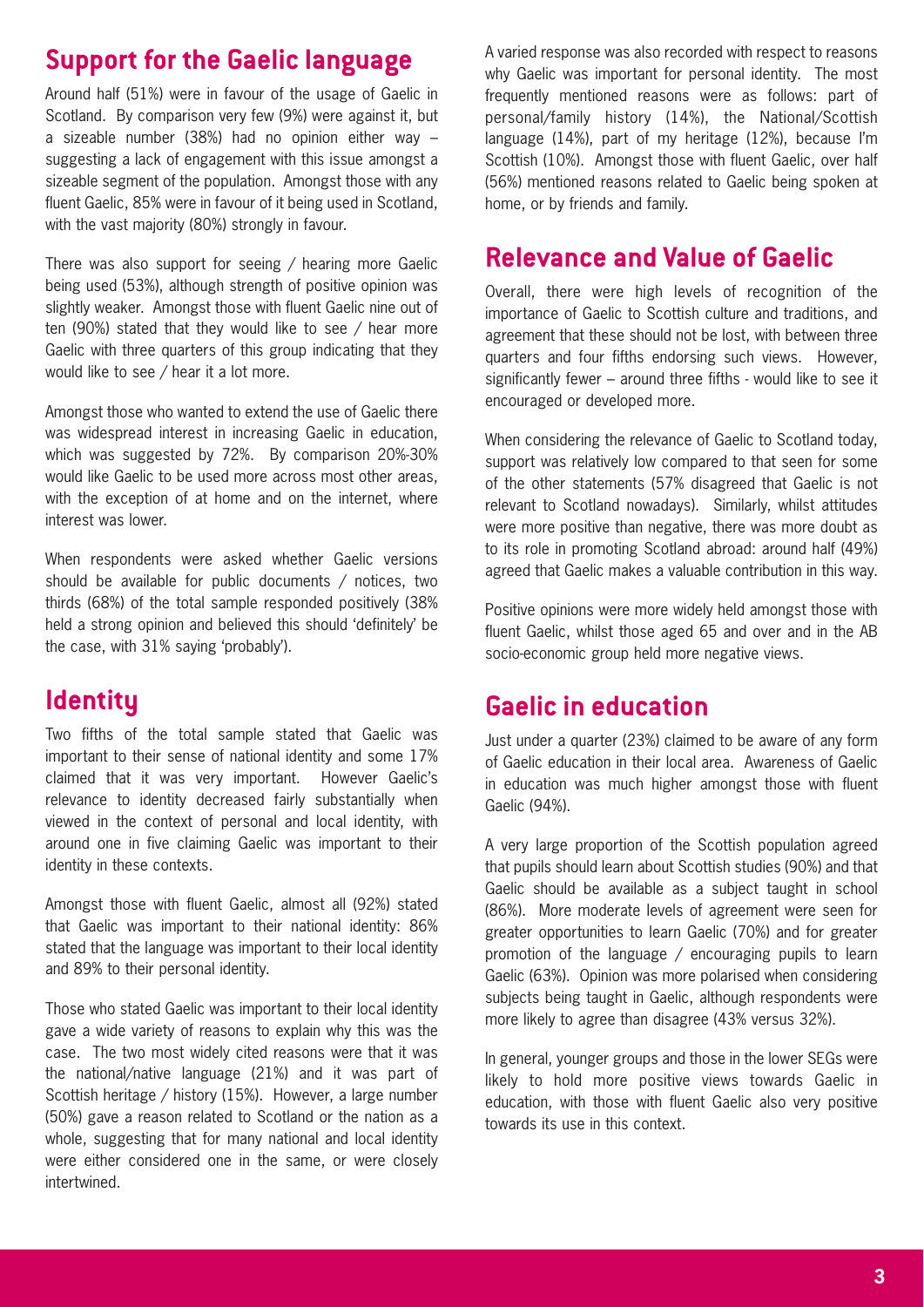## Support for the Gaelic language

Around half (51%) were in favour of the usage of Gaelic in Scotland. By comparison very few (9%) were against it, but a sizeable number (38%) had no opinion either way – suggesting a lack of engagement with this issue amongst a sizeable segment of the population. Amongst those with any fluent Gaelic, 85% were in favour of it being used in Scotland, with the vast majority (80%) strongly in favour.

There was also support for seeing / hearing more Gaelic being used (53%), although strength of positive opinion was slightly weaker. Amongst those with fluent Gaelic nine out of ten (90%) stated that they would like to see / hear more Gaelic with three quarters of this group indicating that they would like to see / hear it a lot more.

Amongst those who wanted to extend the use of Gaelic there was widespread interest in increasing Gaelic in education, which was suggested by 72%. By comparison 20%-30% would like Gaelic to be used more across most other areas, with the exception of at home and on the internet, where interest was lower.

When respondents were asked whether Gaelic versions should be available for public documents / notices, two thirds (68%) of the total sample responded positively (38% held a strong opinion and believed this should 'definitely' be the case, with 31% saying 'probably').

## Identity

Two fifths of the total sample stated that Gaelic was important to their sense of national identity and some 17% claimed that it was very important. However Gaelic's relevance to identity decreased fairly substantially when viewed in the context of personal and local identity, with around one in five claiming Gaelic was important to their identity in these contexts.

Amongst those with fluent Gaelic, almost all (92%) stated that Gaelic was important to their national identity: 86% stated that the language was important to their local identity and 89% to their personal identity.

Those who stated Gaelic was important to their local identity gave a wide variety of reasons to explain why this was the case. The two most widely cited reasons were that it was the national/native language (21%) and it was part of Scottish heritage / history (15%). However, a large number (50%) gave a reason related to Scotland or the nation as a whole, suggesting that for many national and local identity were either considered one in the same, or were closely intertwined.

A varied response was also recorded with respect to reasons why Gaelic was important for personal identity. The most frequently mentioned reasons were as follows: part of personal/family history (14%), the National/Scottish language (14%), part of my heritage (12%), because I'm Scottish (10%). Amongst those with fluent Gaelic, over half (56%) mentioned reasons related to Gaelic being spoken at home, or by friends and family.

## Relevance and Value of Gaelic

Overall, there were high levels of recognition of the importance of Gaelic to Scottish culture and traditions, and agreement that these should not be lost, with between three quarters and four fifths endorsing such views. However, significantly fewer – around three fifths - would like to see it encouraged or developed more.

When considering the relevance of Gaelic to Scotland today, support was relatively low compared to that seen for some of the other statements (57% disagreed that Gaelic is not relevant to Scotland nowadays). Similarly, whilst attitudes were more positive than negative, there was more doubt as to its role in promoting Scotland abroad: around half (49%) agreed that Gaelic makes a valuable contribution in this way.

Positive opinions were more widely held amongst those with fluent Gaelic, whilst those aged 65 and over and in the AB socio-economic group held more negative views.

## Gaelic in education

Just under a quarter (23%) claimed to be aware of any form of Gaelic education in their local area. Awareness of Gaelic in education was much higher amongst those with fluent Gaelic (94%).

A very large proportion of the Scottish population agreed that pupils should learn about Scottish studies (90%) and that Gaelic should be available as a subject taught in school (86%). More moderate levels of agreement were seen for greater opportunities to learn Gaelic (70%) and for greater promotion of the language / encouraging pupils to learn Gaelic (63%). Opinion was more polarised when considering subjects being taught in Gaelic, although respondents were more likely to agree than disagree (43% versus 32%).

In general, younger groups and those in the lower SEGs were likely to hold more positive views towards Gaelic in education, with those with fluent Gaelic also very positive towards its use in this context.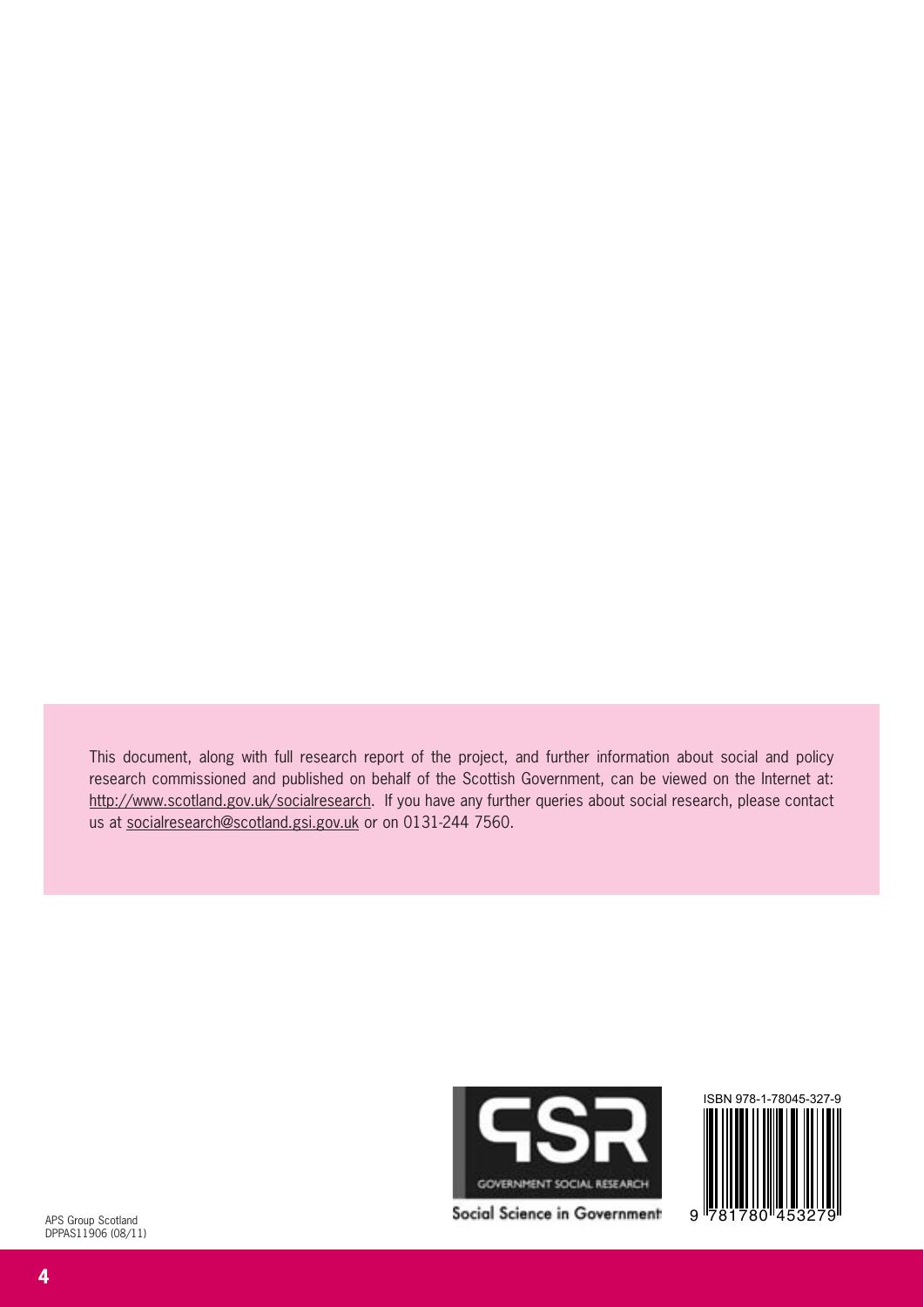This document, along with full research report of the project, and further information about social and policy research commissioned and published on behalf of the Scottish Government, can be viewed on the Internet at: http://www.scotland.gov.uk/socialresearch. If you have any further queries about social research, please contact us at socialresearch@scotland.gsi.gov.uk or on 0131-244 7560.

GOVERNMENT SOCIAL RESEARCH

Social Science in Government

ISBN 978-1-78045-327-9

APS Group Scotland
DPPAS11906 (08/11)